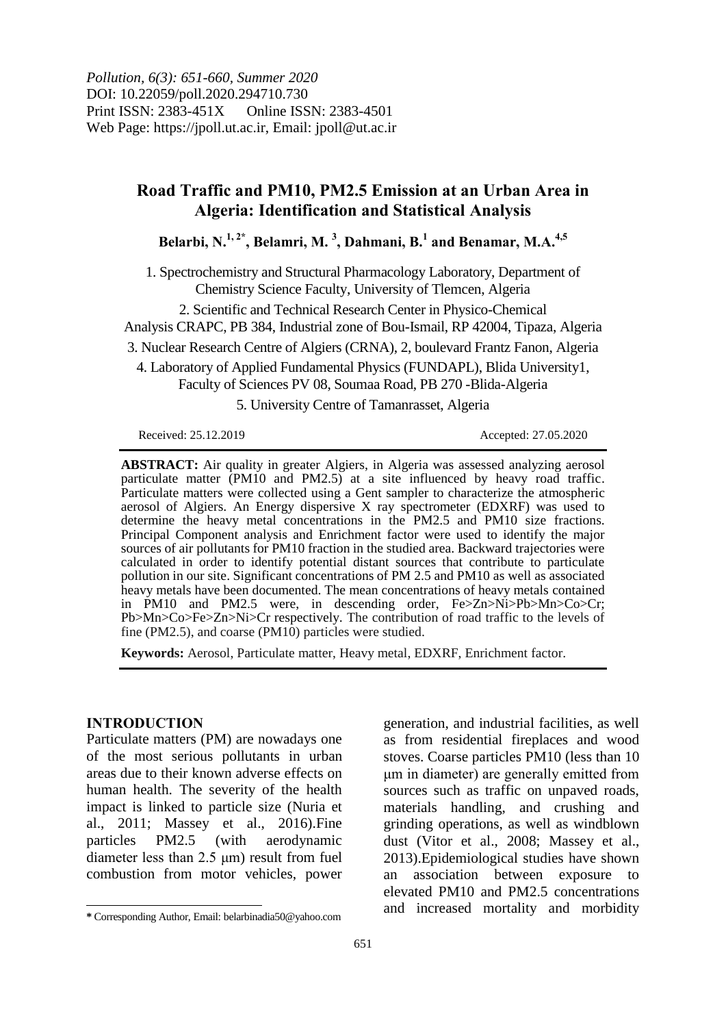*Pollution, 6(3): 651-660, Summer 2020*
DOI: 10.22059/poll.2020.294710.730
Print ISSN: 2383-451X Online ISSN: 2383-4501
Web Page: https://jpoll.ut.ac.ir, Email: jpoll@ut.ac.ir

# Road Traffic and PM10, PM2.5 Emission at an Urban Area in Algeria: Identification and Statistical Analysis

**Belarbi, N.[1, 2*], Belamri, M. [3], Dahmani, B.[1] and Benamar, M.A.[4,5]**

1. Spectrochemistry and Structural Pharmacology Laboratory, Department of Chemistry Science Faculty, University of Tlemcen, Algeria
2. Scientific and Technical Research Center in Physico-Chemical Analysis CRAPC, PB 384, Industrial zone of Bou-Ismail, RP 42004, Tipaza, Algeria
3. Nuclear Research Centre of Algiers (CRNA), 2, boulevard Frantz Fanon, Algeria
4. Laboratory of Applied Fundamental Physics (FUNDAPL), Blida University1, Faculty of Sciences PV 08, Soumaa Road, PB 270 -Blida-Algeria
5. University Centre of Tamanrasset, Algeria

Received: 25.12.2019 Accepted: 27.05.2020

**ABSTRACT:** Air quality in greater Algiers, in Algeria was assessed analyzing aerosol particulate matter (PM10 and PM2.5) at a site influenced by heavy road traffic. Particulate matters were collected using a Gent sampler to characterize the atmospheric aerosol of Algiers. An Energy dispersive X ray spectrometer (EDXRF) was used to determine the heavy metal concentrations in the PM2.5 and PM10 size fractions. Principal Component analysis and Enrichment factor were used to identify the major sources of air pollutants for PM10 fraction in the studied area. Backward trajectories were calculated in order to identify potential distant sources that contribute to particulate pollution in our site. Significant concentrations of PM 2.5 and PM10 as well as associated heavy metals have been documented. The mean concentrations of heavy metals contained in PM10 and PM2.5 were, in descending order, Fe>Zn>Ni>Pb>Mn>Co>Cr; Pb>Mn>Co>Fe>Zn>Ni>Cr respectively. The contribution of road traffic to the levels of fine (PM2.5), and coarse (PM10) particles were studied.

**Keywords:** Aerosol, Particulate matter, Heavy metal, EDXRF, Enrichment factor.

## INTRODUCTION

Particulate matters (PM) are nowadays one of the most serious pollutants in urban areas due to their known adverse effects on human health. The severity of the health impact is linked to particle size (Nuria et al., 2011; Massey et al., 2016).Fine particles PM2.5 (with aerodynamic diameter less than 2.5 μm) result from fuel combustion from motor vehicles, power generation, and industrial facilities, as well as from residential fireplaces and wood stoves. Coarse particles PM10 (less than 10 μm in diameter) are generally emitted from sources such as traffic on unpaved roads, materials handling, and crushing and grinding operations, as well as windblown dust (Vitor et al., 2008; Massey et al., 2013).Epidemiological studies have shown an association between exposure to elevated PM10 and PM2.5 concentrations and increased mortality and morbidity

* Corresponding Author, Email: belarbinadia50@yahoo.com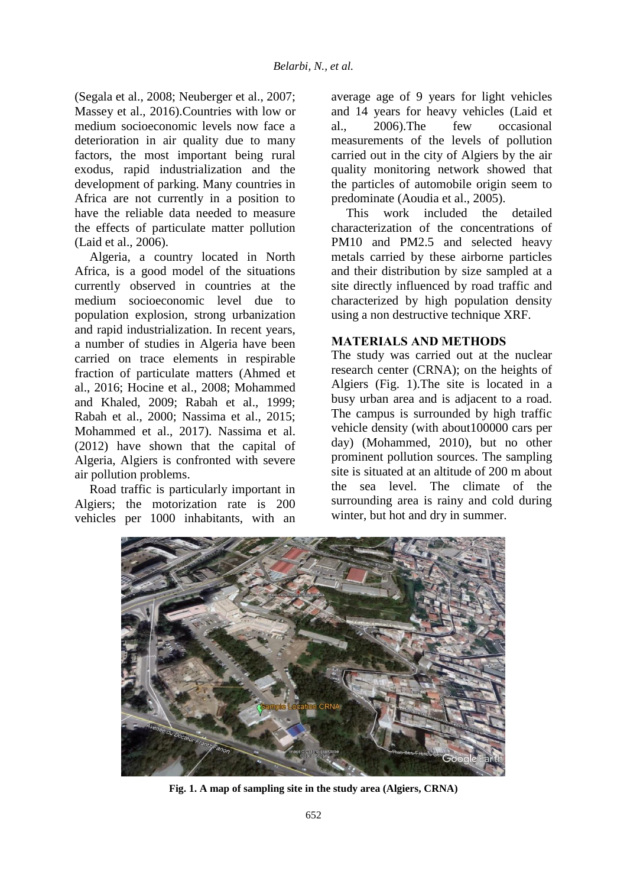(Segala et al., 2008; Neuberger et al., 2007; Massey et al., 2016).Countries with low or medium socioeconomic levels now face a deterioration in air quality due to many factors, the most important being rural exodus, rapid industrialization and the development of parking. Many countries in Africa are not currently in a position to have the reliable data needed to measure the effects of particulate matter pollution (Laid et al., 2006).

Algeria, a country located in North Africa, is a good model of the situations currently observed in countries at the medium socioeconomic level due to population explosion, strong urbanization and rapid industrialization. In recent years, a number of studies in Algeria have been carried on trace elements in respirable fraction of particulate matters (Ahmed et al., 2016; Hocine et al., 2008; Mohammed and Khaled, 2009; Rabah et al., 1999; Rabah et al., 2000; Nassima et al., 2015; Mohammed et al., 2017). Nassima et al. (2012) have shown that the capital of Algeria, Algiers is confronted with severe air pollution problems.

Road traffic is particularly important in Algiers; the motorization rate is 200 vehicles per 1000 inhabitants, with an average age of 9 years for light vehicles and 14 years for heavy vehicles (Laid et al., 2006).The few occasional measurements of the levels of pollution carried out in the city of Algiers by the air quality monitoring network showed that the particles of automobile origin seem to predominate (Aoudia et al., 2005).

This work included the detailed characterization of the concentrations of PM10 and PM2.5 and selected heavy metals carried by these airborne particles and their distribution by size sampled at a site directly influenced by road traffic and characterized by high population density using a non destructive technique XRF.

## MATERIALS AND METHODS

The study was carried out at the nuclear research center (CRNA); on the heights of Algiers (Fig. 1).The site is located in a busy urban area and is adjacent to a road. The campus is surrounded by high traffic vehicle density (with about100000 cars per day) (Mohammed, 2010), but no other prominent pollution sources. The sampling site is situated at an altitude of 200 m about the sea level. The climate of the surrounding area is rainy and cold during winter, but hot and dry in summer.

**Fig. 1. A map of sampling site in the study area (Algiers, CRNA)**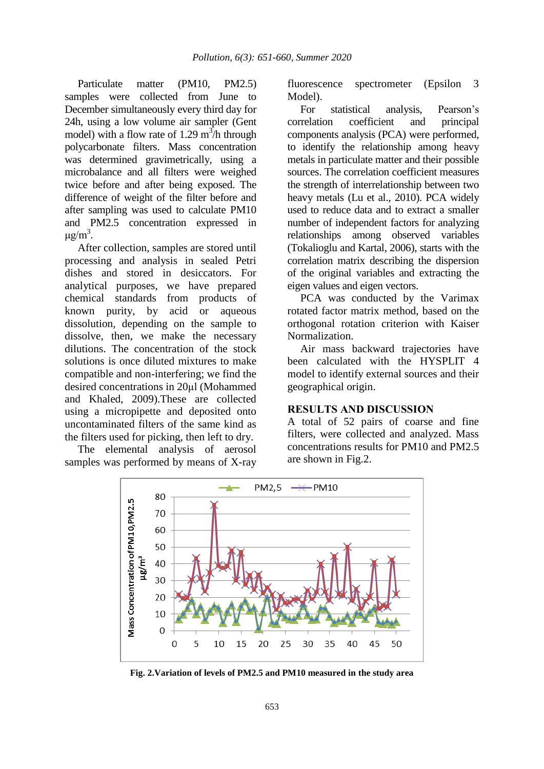Particulate matter (PM10, PM2.5) samples were collected from June to December simultaneously every third day for 24h, using a low volume air sampler (Gent model) with a flow rate of 1.29 $m^3/h$ through polycarbonate filters. Mass concentration was determined gravimetrically, using a microbalance and all filters were weighed twice before and after being exposed. The difference of weight of the filter before and after sampling was used to calculate PM10 and PM2.5 concentration expressed in $\mu g/m^3$.

After collection, samples are stored until processing and analysis in sealed Petri dishes and stored in desiccators. For analytical purposes, we have prepared chemical standards from products of known purity, by acid or aqueous dissolution, depending on the sample to dissolve, then, we make the necessary dilutions. The concentration of the stock solutions is once diluted mixtures to make compatible and non-interfering; we find the desired concentrations in 20µl (Mohammed and Khaled, 2009).These are collected using a micropipette and deposited onto uncontaminated filters of the same kind as the filters used for picking, then left to dry.

The elemental analysis of aerosol samples was performed by means of X-ray fluorescence spectrometer (Epsilon 3 Model).

For statistical analysis, Pearson's correlation coefficient and principal components analysis (PCA) were performed, to identify the relationship among heavy metals in particulate matter and their possible sources. The correlation coefficient measures the strength of interrelationship between two heavy metals (Lu et al., 2010). PCA widely used to reduce data and to extract a smaller number of independent factors for analyzing relationships among observed variables (Tokalioglu and Kartal, 2006), starts with the correlation matrix describing the dispersion of the original variables and extracting the eigen values and eigen vectors.

PCA was conducted by the Varimax rotated factor matrix method, based on the orthogonal rotation criterion with Kaiser Normalization.

Air mass backward trajectories have been calculated with the HYSPLIT 4 model to identify external sources and their geographical origin.

## RESULTS AND DISCUSSION

A total of 52 pairs of coarse and fine filters, were collected and analyzed. Mass concentrations results for PM10 and PM2.5 are shown in Fig.2.

**Fig. 2.Variation of levels of PM2.5 and PM10 measured in the study area**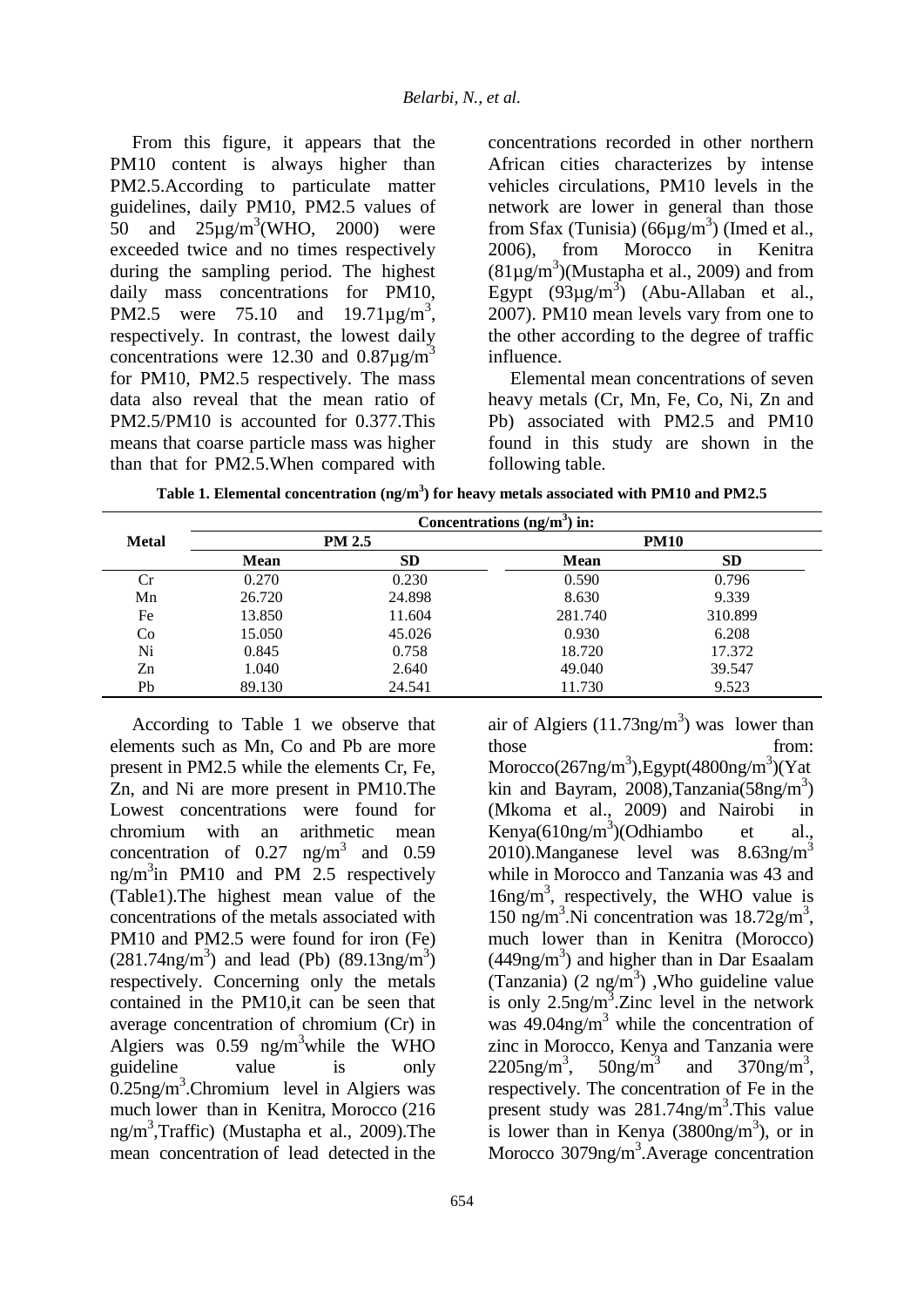From this figure, it appears that the PM10 content is always higher than PM2.5.According to particulate matter guidelines, daily PM10, PM2.5 values of 50 and 25µg/m$^3$(WHO, 2000) were exceeded twice and no times respectively during the sampling period. The highest daily mass concentrations for PM10, PM2.5 were 75.10 and 19.71µg/m$^3$, respectively. In contrast, the lowest daily concentrations were 12.30 and 0.87µg/m$^3$ for PM10, PM2.5 respectively. The mass data also reveal that the mean ratio of PM2.5/PM10 is accounted for 0.377.This means that coarse particle mass was higher than that for PM2.5.When compared with concentrations recorded in other northern African cities characterizes by intense vehicles circulations, PM10 levels in the network are lower in general than those from Sfax (Tunisia) (66µg/m$^3$) (Imed et al., 2006), from Morocco in Kenitra (81µg/m$^3$)(Mustapha et al., 2009) and from Egypt (93µg/m$^3$) (Abu-Allaban et al., 2007). PM10 mean levels vary from one to the other according to the degree of traffic influence.

Elemental mean concentrations of seven heavy metals (Cr, Mn, Fe, Co, Ni, Zn and Pb) associated with PM2.5 and PM10 found in this study are shown in the following table.

**Table 1. Elemental concentration (ng/m$^3$) for heavy metals associated with PM10 and PM2.5**

| Metal | Concentrations (ng/m$^3$) in: | | | |
|---|---|---|---|---|
| | **PM 2.5** | | **PM10** | |
| | **Mean** | **SD** | **Mean** | **SD** |
| Cr | 0.270 | 0.230 | 0.590 | 0.796 |
| Mn | 26.720 | 24.898 | 8.630 | 9.339 |
| Fe | 13.850 | 11.604 | 281.740 | 310.899 |
| Co | 15.050 | 45.026 | 0.930 | 6.208 |
| Ni | 0.845 | 0.758 | 18.720 | 17.372 |
| Zn | 1.040 | 2.640 | 49.040 | 39.547 |
| Pb | 89.130 | 24.541 | 11.730 | 9.523 |

According to Table 1 we observe that elements such as Mn, Co and Pb are more present in PM2.5 while the elements Cr, Fe, Zn, and Ni are more present in PM10.The Lowest concentrations were found for chromium with an arithmetic mean concentration of 0.27 ng/m$^3$ and 0.59 ng/m$^3$in PM10 and PM 2.5 respectively (Table1).The highest mean value of the concentrations of the metals associated with PM10 and PM2.5 were found for iron (Fe) (281.74ng/m$^3$) and lead (Pb) (89.13ng/m$^3$) respectively. Concerning only the metals contained in the PM10,it can be seen that average concentration of chromium (Cr) in Algiers was 0.59 ng/m$^3$while the WHO guideline value is only 0.25ng/m$^3$.Chromium level in Algiers was much lower than in Kenitra, Morocco (216 ng/m$^3$,Traffic) (Mustapha et al., 2009).The mean concentration of lead detected in the air of Algiers (11.73ng/m$^3$) was lower than those from: Morocco(267ng/m$^3$),Egypt(4800ng/m$^3$)(Yatkin and Bayram, 2008),Tanzania(58ng/m$^3$) (Mkoma et al., 2009) and Nairobi in Kenya(610ng/m$^3$)(Odhiambo et al., 2010).Manganese level was 8.63ng/m$^3$ while in Morocco and Tanzania was 43 and 16ng/m$^3$, respectively, the WHO value is 150 ng/m$^3$.Ni concentration was 18.72g/m$^3$, much lower than in Kenitra (Morocco) (449ng/m$^3$) and higher than in Dar Esaalam (Tanzania) (2 ng/m$^3$) ,Who guideline value is only 2.5ng/m$^3$.Zinc level in the network was 49.04ng/m$^3$ while the concentration of zinc in Morocco, Kenya and Tanzania were 2205ng/m$^3$, 50ng/m$^3$ and 370ng/m$^3$, respectively. The concentration of Fe in the present study was 281.74ng/m$^3$.This value is lower than in Kenya (3800ng/m$^3$), or in Morocco 3079ng/m$^3$.Average concentration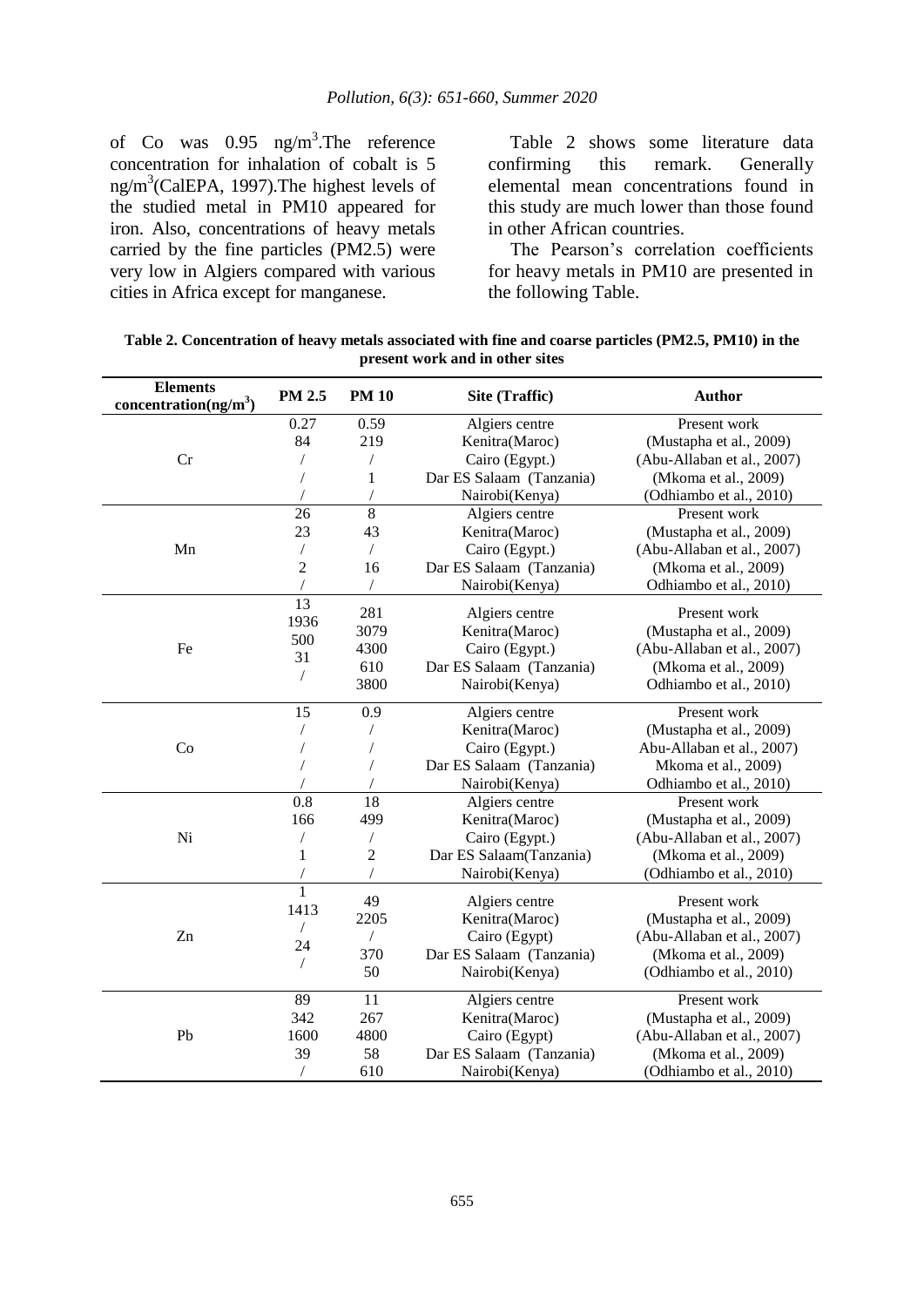of Co was 0.95 $ng/m^3$.The reference concentration for inhalation of cobalt is 5 $ng/m^3$(CalEPA, 1997).The highest levels of the studied metal in PM10 appeared for iron. Also, concentrations of heavy metals carried by the fine particles (PM2.5) were very low in Algiers compared with various cities in Africa except for manganese.

Table 2 shows some literature data confirming this remark. Generally elemental mean concentrations found in this study are much lower than those found in other African countries.

The Pearson's correlation coefficients for heavy metals in PM10 are presented in the following Table.

**Table 2. Concentration of heavy metals associated with fine and coarse particles (PM2.5, PM10) in the present work and in other sites**

| Elements concentration($ng/m^3$) | PM 2.5 | PM 10 | Site (Traffic) | Author |
|---|---|---|---|---|
| Cr | 0.27 | 0.59 | Algiers centre | Present work |
| | 84 | 219 | Kenitra(Maroc) | (Mustapha et al., 2009) |
| | / | / | Cairo (Egypt.) | (Abu-Allaban et al., 2007) |
| | / | 1 | Dar ES Salaam (Tanzania) | (Mkoma et al., 2009) |
| | / | / | Nairobi(Kenya) | (Odhiambo et al., 2010) |
| Mn | 26 | 8 | Algiers centre | Present work |
| | 23 | 43 | Kenitra(Maroc) | (Mustapha et al., 2009) |
| | / | / | Cairo (Egypt.) | (Abu-Allaban et al., 2007) |
| | 2 | 16 | Dar ES Salaam (Tanzania) | (Mkoma et al., 2009) |
| | / | / | Nairobi(Kenya) | Odhiambo et al., 2010) |
| Fe | 13 | 281 | Algiers centre | Present work |
| | 1936 | 3079 | Kenitra(Maroc) | (Mustapha et al., 2009) |
| | 500 | 4300 | Cairo (Egypt.) | (Abu-Allaban et al., 2007) |
| | 31 | 610 | Dar ES Salaam (Tanzania) | (Mkoma et al., 2009) |
| | / | 3800 | Nairobi(Kenya) | Odhiambo et al., 2010) |
| Co | 15 | 0.9 | Algiers centre | Present work |
| | / | / | Kenitra(Maroc) | (Mustapha et al., 2009) |
| | / | / | Cairo (Egypt.) | Abu-Allaban et al., 2007) |
| | / | / | Dar ES Salaam (Tanzania) | Mkoma et al., 2009) |
| | / | / | Nairobi(Kenya) | Odhiambo et al., 2010) |
| Ni | 0.8 | 18 | Algiers centre | Present work |
| | 166 | 499 | Kenitra(Maroc) | (Mustapha et al., 2009) |
| | / | / | Cairo (Egypt.) | (Abu-Allaban et al., 2007) |
| | 1 | 2 | Dar ES Salaam(Tanzania) | (Mkoma et al., 2009) |
| | / | / | Nairobi(Kenya) | (Odhiambo et al., 2010) |
| Zn | 1 | 49 | Algiers centre | Present work |
| | 1413 | 2205 | Kenitra(Maroc) | (Mustapha et al., 2009) |
| | / | / | Cairo (Egypt) | (Abu-Allaban et al., 2007) |
| | 24 | 370 | Dar ES Salaam (Tanzania) | (Mkoma et al., 2009) |
| | / | 50 | Nairobi(Kenya) | (Odhiambo et al., 2010) |
| Pb | 89 | 11 | Algiers centre | Present work |
| | 342 | 267 | Kenitra(Maroc) | (Mustapha et al., 2009) |
| | 1600 | 4800 | Cairo (Egypt) | (Abu-Allaban et al., 2007) |
| | 39 | 58 | Dar ES Salaam (Tanzania) | (Mkoma et al., 2009) |
| | / | 610 | Nairobi(Kenya) | (Odhiambo et al., 2010) |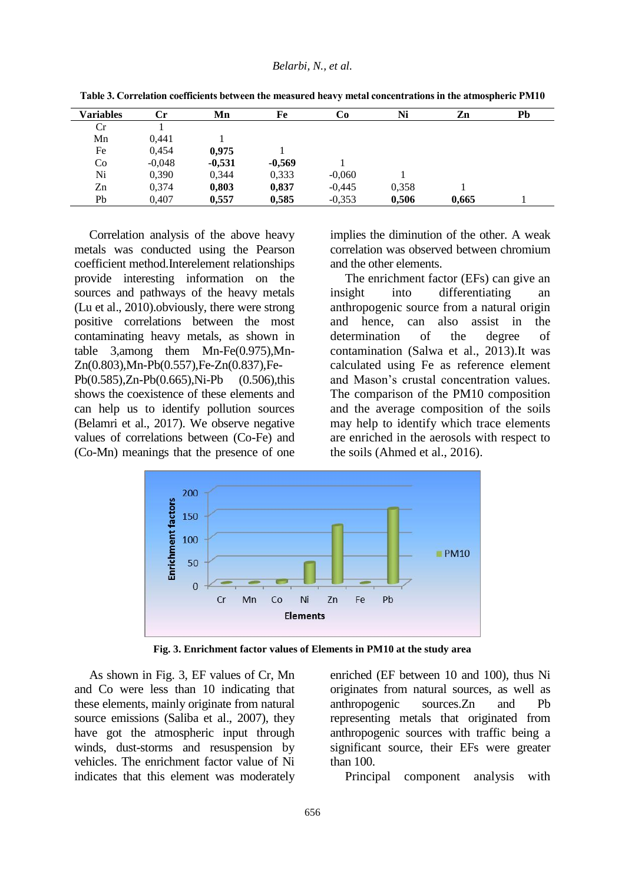**Table 3. Correlation coefficients between the measured heavy metal concentrations in the atmospheric PM10**

| Variables | Cr | Mn | Fe | Co | Ni | Zn | Pb |
|---|---|---|---|---|---|---|---|
| Cr | 1 | | | | | | |
| Mn | 0,441 | 1 | | | | | |
| Fe | 0,454 | **0,975** | 1 | | | | |
| Co | -0,048 | **-0,531** | **-0,569** | 1 | | | |
| Ni | 0,390 | 0,344 | 0,333 | -0,060 | 1 | | |
| Zn | 0,374 | **0,803** | **0,837** | -0,445 | 0,358 | 1 | |
| Pb | 0,407 | **0,557** | **0,585** | -0,353 | **0,506** | **0,665** | 1 |

Correlation analysis of the above heavy metals was conducted using the Pearson coefficient method.Interelement relationships provide interesting information on the sources and pathways of the heavy metals (Lu et al., 2010).obviously, there were strong positive correlations between the most contaminating heavy metals, as shown in table 3,among them Mn-Fe(0.975),Mn-Zn(0.803),Mn-Pb(0.557),Fe-Zn(0.837),Fe-Pb(0.585),Zn-Pb(0.665),Ni-Pb (0.506),this shows the coexistence of these elements and can help us to identify pollution sources (Belamri et al., 2017). We observe negative values of correlations between (Co-Fe) and (Co-Mn) meanings that the presence of one implies the diminution of the other. A weak correlation was observed between chromium and the other elements.

The enrichment factor (EFs) can give an insight into differentiating an anthropogenic source from a natural origin and hence, can also assist in the determination of the degree of contamination (Salwa et al., 2013).It was calculated using Fe as reference element and Mason's crustal concentration values. The comparison of the PM10 composition and the average composition of the soils may help to identify which trace elements are enriched in the aerosols with respect to the soils (Ahmed et al., 2016).

**Fig. 3. Enrichment factor values of Elements in PM10 at the study area**

As shown in Fig. 3, EF values of Cr, Mn and Co were less than 10 indicating that these elements, mainly originate from natural source emissions (Saliba et al., 2007), they have got the atmospheric input through winds, dust-storms and resuspension by vehicles. The enrichment factor value of Ni indicates that this element was moderately enriched (EF between 10 and 100), thus Ni originates from natural sources, as well as anthropogenic sources.Zn and Pb representing metals that originated from anthropogenic sources with traffic being a significant source, their EFs were greater than 100.

Principal component analysis with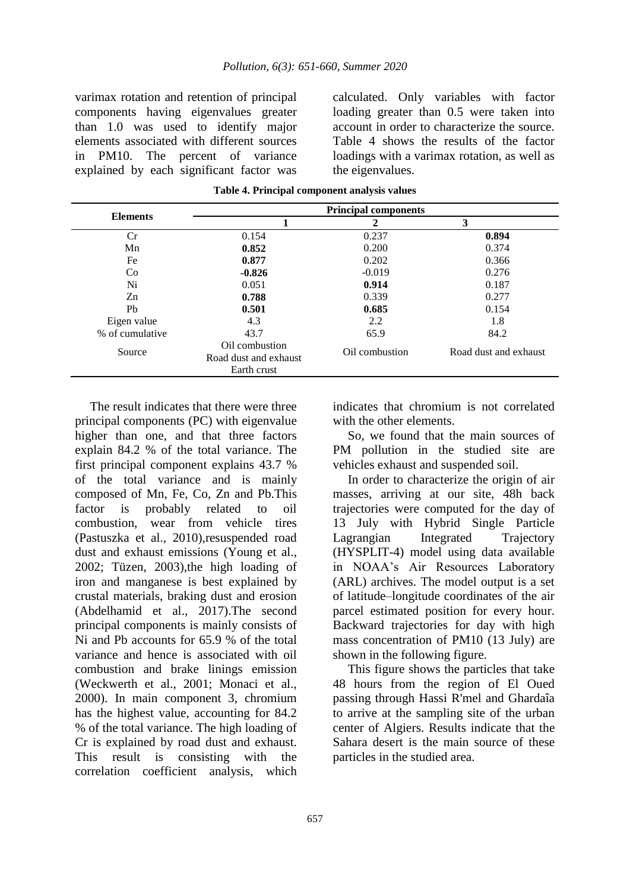varimax rotation and retention of principal components having eigenvalues greater than 1.0 was used to identify major elements associated with different sources in PM10. The percent of variance explained by each significant factor was calculated. Only variables with factor loading greater than 0.5 were taken into account in order to characterize the source. Table 4 shows the results of the factor loadings with a varimax rotation, as well as the eigenvalues.

**Table 4. Principal component analysis values**

| Elements | Principal components | | |
|---|---|---|---|
| | 1 | 2 | 3 |
| Cr | 0.154 | 0.237 | **0.894** |
| Mn | **0.852** | 0.200 | 0.374 |
| Fe | **0.877** | 0.202 | 0.366 |
| Co | **-0.826** | -0.019 | 0.276 |
| Ni | 0.051 | **0.914** | 0.187 |
| Zn | **0.788** | 0.339 | 0.277 |
| Pb | **0.501** | **0.685** | 0.154 |
| Eigen value | 4.3 | 2.2 | 1.8 |
| % of cumulative | 43.7 | 65.9 | 84.2 |
| Source | Oil combustion<br>Road dust and exhaust<br>Earth crust | Oil combustion | Road dust and exhaust |

The result indicates that there were three principal components (PC) with eigenvalue higher than one, and that three factors explain 84.2 % of the total variance. The first principal component explains 43.7 % of the total variance and is mainly composed of Mn, Fe, Co, Zn and Pb.This factor is probably related to oil combustion, wear from vehicle tires (Pastuszka et al., 2010),resuspended road dust and exhaust emissions (Young et al., 2002; Tüzen, 2003),the high loading of iron and manganese is best explained by crustal materials, braking dust and erosion (Abdelhamid et al., 2017).The second principal components is mainly consists of Ni and Pb accounts for 65.9 % of the total variance and hence is associated with oil combustion and brake linings emission (Weckwerth et al., 2001; Monaci et al., 2000). In main component 3, chromium has the highest value, accounting for 84.2 % of the total variance. The high loading of Cr is explained by road dust and exhaust. This result is consisting with the correlation coefficient analysis, which indicates that chromium is not correlated with the other elements.

So, we found that the main sources of PM pollution in the studied site are vehicles exhaust and suspended soil.

In order to characterize the origin of air masses, arriving at our site, 48h back trajectories were computed for the day of 13 July with Hybrid Single Particle Lagrangian Integrated Trajectory (HYSPLIT-4) model using data available in NOAA's Air Resources Laboratory (ARL) archives. The model output is a set of latitude–longitude coordinates of the air parcel estimated position for every hour. Backward trajectories for day with high mass concentration of PM10 (13 July) are shown in the following figure.

This figure shows the particles that take 48 hours from the region of El Oued passing through Hassi R'mel and Ghardaîa to arrive at the sampling site of the urban center of Algiers. Results indicate that the Sahara desert is the main source of these particles in the studied area.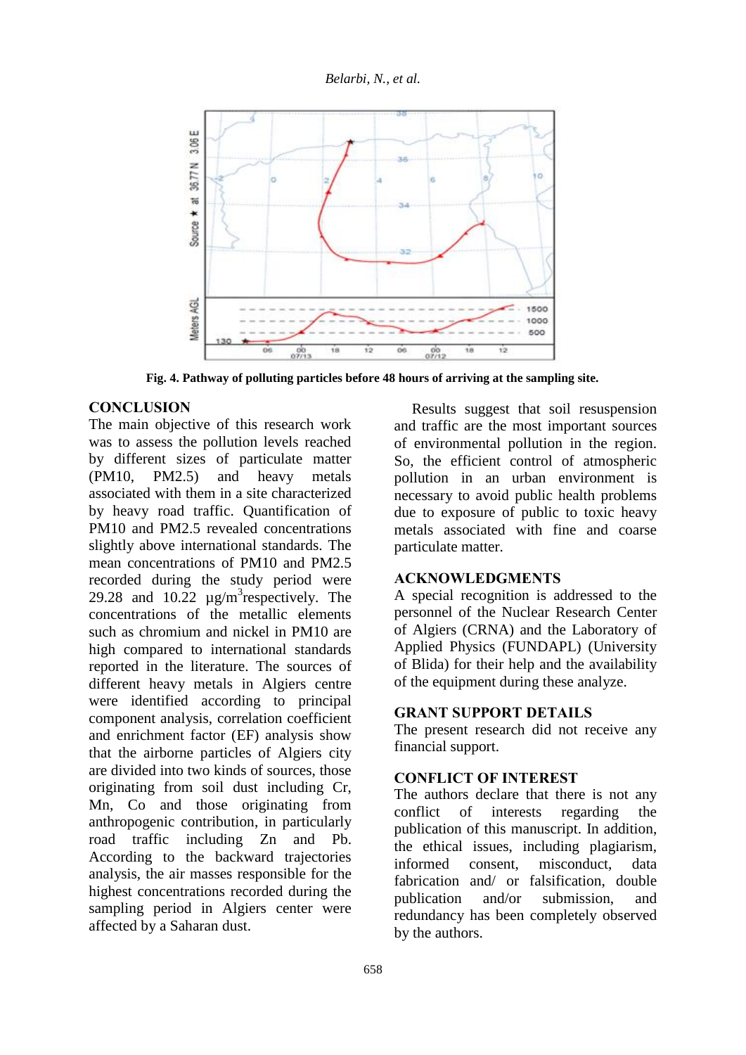Fig. 4. Pathway of polluting particles before 48 hours of arriving at the sampling site.

## CONCLUSION

The main objective of this research work was to assess the pollution levels reached by different sizes of particulate matter (PM10, PM2.5) and heavy metals associated with them in a site characterized by heavy road traffic. Quantification of PM10 and PM2.5 revealed concentrations slightly above international standards. The mean concentrations of PM10 and PM2.5 recorded during the study period were 29.28 and 10.22 $\mu g/m^3$ respectively. The concentrations of the metallic elements such as chromium and nickel in PM10 are high compared to international standards reported in the literature. The sources of different heavy metals in Algiers centre were identified according to principal component analysis, correlation coefficient and enrichment factor (EF) analysis show that the airborne particles of Algiers city are divided into two kinds of sources, those originating from soil dust including Cr, Mn, Co and those originating from anthropogenic contribution, in particularly road traffic including Zn and Pb. According to the backward trajectories analysis, the air masses responsible for the highest concentrations recorded during the sampling period in Algiers center were affected by a Saharan dust.

Results suggest that soil resuspension and traffic are the most important sources of environmental pollution in the region. So, the efficient control of atmospheric pollution in an urban environment is necessary to avoid public health problems due to exposure of public to toxic heavy metals associated with fine and coarse particulate matter.

## ACKNOWLEDGMENTS

A special recognition is addressed to the personnel of the Nuclear Research Center of Algiers (CRNA) and the Laboratory of Applied Physics (FUNDAPL) (University of Blida) for their help and the availability of the equipment during these analyze.

## GRANT SUPPORT DETAILS

The present research did not receive any financial support.

## CONFLICT OF INTEREST

The authors declare that there is not any conflict of interests regarding the publication of this manuscript. In addition, the ethical issues, including plagiarism, informed consent, misconduct, data fabrication and/ or falsification, double publication and/or submission, and redundancy has been completely observed by the authors.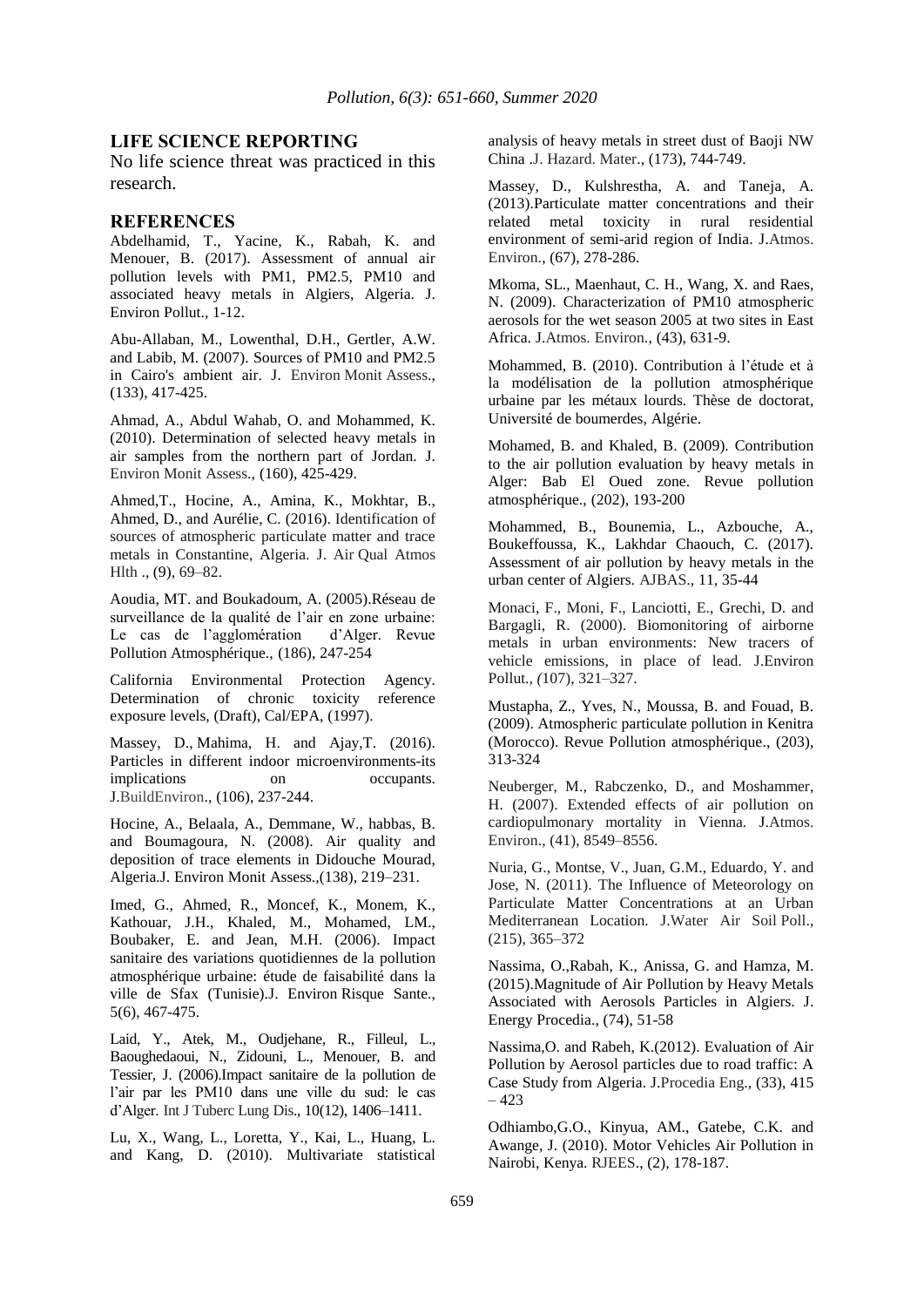## LIFE SCIENCE REPORTING

No life science threat was practiced in this research.

## REFERENCES

Abdelhamid, T., Yacine, K., Rabah, K. and Menouer, B. (2017). Assessment of annual air pollution levels with PM1, PM2.5, PM10 and associated heavy metals in Algiers, Algeria. J. Environ Pollut., 1-12.

Abu-Allaban, M., Lowenthal, D.H., Gertler, A.W. and Labib, M. (2007). Sources of PM10 and PM2.5 in Cairo's ambient air. J. Environ Monit Assess., (133), 417-425.

Ahmad, A., Abdul Wahab, O. and Mohammed, K. (2010). Determination of selected heavy metals in air samples from the northern part of Jordan. J. Environ Monit Assess., (160), 425-429.

Ahmed,T., Hocine, A., Amina, K., Mokhtar, B., Ahmed, D., and Aurélie, C. (2016). Identification of sources of atmospheric particulate matter and trace metals in Constantine, Algeria. J. Air Qual Atmos Hlth ., (9), 69–82.

Aoudia, MT. and Boukadoum, A. (2005).Réseau de surveillance de la qualité de l'air en zone urbaine: Le cas de l'agglomération d'Alger. Revue Pollution Atmosphérique., (186), 247-254

California Environmental Protection Agency. Determination of chronic toxicity reference exposure levels, (Draft), Cal/EPA, (1997).

Massey, D., Mahima, H. and Ajay,T. (2016). Particles in different indoor microenvironments-its implications on occupants. J.BuildEnviron., (106), 237-244.

Hocine, A., Belaala, A., Demmane, W., habbas, B. and Boumagoura, N. (2008). Air quality and deposition of trace elements in Didouche Mourad, Algeria.J. Environ Monit Assess.,(138), 219–231.

Imed, G., Ahmed, R., Moncef, K., Monem, K., Kathouar, J.H., Khaled, M., Mohamed, LM., Boubaker, E. and Jean, M.H. (2006). Impact sanitaire des variations quotidiennes de la pollution atmosphérique urbaine: étude de faisabilité dans la ville de Sfax (Tunisie).J. Environ Risque Sante., 5(6), 467-475.

Laid, Y., Atek, M., Oudjehane, R., Filleul, L., Baoughedaoui, N., Zidouni, L., Menouer, B. and Tessier, J. (2006).Impact sanitaire de la pollution de l'air par les PM10 dans une ville du sud: le cas d'Alger. Int J Tuberc Lung Dis., 10(12), 1406–1411.

Lu, X., Wang, L., Loretta, Y., Kai, L., Huang, L. and Kang, D. (2010). Multivariate statistical analysis of heavy metals in street dust of Baoji NW China .J. Hazard. Mater., (173), 744-749.

Massey, D., Kulshrestha, A. and Taneja, A. (2013).Particulate matter concentrations and their related metal toxicity in rural residential environment of semi-arid region of India. J.Atmos. Environ., (67), 278-286.

Mkoma, SL., Maenhaut, C. H., Wang, X. and Raes, N. (2009). Characterization of PM10 atmospheric aerosols for the wet season 2005 at two sites in East Africa. J.Atmos. Environ., (43), 631-9.

Mohammed, B. (2010). Contribution à l'étude et à la modélisation de la pollution atmosphérique urbaine par les métaux lourds. Thèse de doctorat, Université de boumerdes, Algérie.

Mohamed, B. and Khaled, B. (2009). Contribution to the air pollution evaluation by heavy metals in Alger: Bab El Oued zone. Revue pollution atmosphérique., (202), 193-200

Mohammed, B., Bounemia, L., Azbouche, A., Boukeffoussa, K., Lakhdar Chaouch, C. (2017). Assessment of air pollution by heavy metals in the urban center of Algiers. AJBAS., 11, 35-44

Monaci, F., Moni, F., Lanciotti, E., Grechi, D. and Bargagli, R. (2000). Biomonitoring of airborne metals in urban environments: New tracers of vehicle emissions, in place of lead. J.Environ Pollut., (107), 321–327.

Mustapha, Z., Yves, N., Moussa, B. and Fouad, B. (2009). Atmospheric particulate pollution in Kenitra (Morocco). Revue Pollution atmosphérique., (203), 313-324

Neuberger, M., Rabczenko, D., and Moshammer, H. (2007). Extended effects of air pollution on cardiopulmonary mortality in Vienna. J.Atmos. Environ., (41), 8549–8556.

Nuria, G., Montse, V., Juan, G.M., Eduardo, Y. and Jose, N. (2011). The Influence of Meteorology on Particulate Matter Concentrations at an Urban Mediterranean Location. J.Water Air Soil Poll., (215), 365–372

Nassima, O.,Rabah, K., Anissa, G. and Hamza, M. (2015).Magnitude of Air Pollution by Heavy Metals Associated with Aerosols Particles in Algiers. J. Energy Procedia., (74), 51-58

Nassima,O. and Rabeh, K.(2012). Evaluation of Air Pollution by Aerosol particles due to road traffic: A Case Study from Algeria. J.Procedia Eng., (33), 415 – 423

Odhiambo,G.O., Kinyua, AM., Gatebe, C.K. and Awange, J. (2010). Motor Vehicles Air Pollution in Nairobi, Kenya. RJEES., (2), 178-187.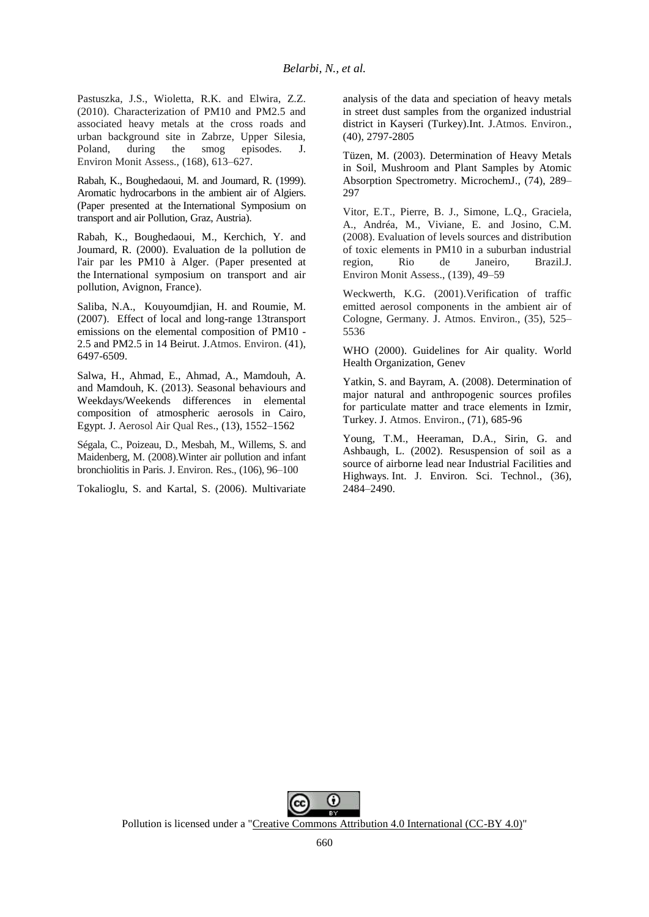Pastuszka, J.S., Wioletta, R.K. and Elwira, Z.Z. (2010). Characterization of PM10 and PM2.5 and associated heavy metals at the cross roads and urban background site in Zabrze, Upper Silesia, Poland, during the smog episodes. J. Environ Monit Assess., (168), 613–627.

Rabah, K., Boughedaoui, M. and Joumard, R. (1999). Aromatic hydrocarbons in the ambient air of Algiers. (Paper presented at the International Symposium on transport and air Pollution, Graz, Austria).

Rabah, K., Boughedaoui, M., Kerchich, Y. and Joumard, R. (2000). Evaluation de la pollution de l'air par les PM10 à Alger. (Paper presented at the International symposium on transport and air pollution, Avignon, France).

Saliba, N.A., Kouyoumdjian, H. and Roumie, M. (2007). Effect of local and long-range 13transport emissions on the elemental composition of PM10 - 2.5 and PM2.5 in 14 Beirut. J.Atmos. Environ. (41), 6497-6509.

Salwa, H., Ahmad, E., Ahmad, A., Mamdouh, A. and Mamdouh, K. (2013). Seasonal behaviours and Weekdays/Weekends differences in elemental composition of atmospheric aerosols in Cairo, Egypt. J. Aerosol Air Qual Res., (13), 1552–1562

Ségala, C., Poizeau, D., Mesbah, M., Willems, S. and Maidenberg, M. (2008).Winter air pollution and infant bronchiolitis in Paris. J. Environ. Res., (106), 96–100

Tokalioglu, S. and Kartal, S. (2006). Multivariate analysis of the data and speciation of heavy metals in street dust samples from the organized industrial district in Kayseri (Turkey).Int. J.Atmos. Environ., (40), 2797-2805

Tüzen, M. (2003). Determination of Heavy Metals in Soil, Mushroom and Plant Samples by Atomic Absorption Spectrometry. MicrochemJ., (74), 289–297

Vitor, E.T., Pierre, B. J., Simone, L.Q., Graciela, A., Andréa, M., Viviane, E. and Josino, C.M. (2008). Evaluation of levels sources and distribution of toxic elements in PM10 in a suburban industrial region, Rio de Janeiro, Brazil.J. Environ Monit Assess., (139), 49–59

Weckwerth, K.G. (2001).Verification of traffic emitted aerosol components in the ambient air of Cologne, Germany. J. Atmos. Environ., (35), 525–5536

WHO (2000). Guidelines for Air quality. World Health Organization, Genev

Yatkin, S. and Bayram, A. (2008). Determination of major natural and anthropogenic sources profiles for particulate matter and trace elements in Izmir, Turkey. J. Atmos. Environ., (71), 685-96

Young, T.M., Heeraman, D.A., Sirin, G. and Ashbaugh, L. (2002). Resuspension of soil as a source of airborne lead near Industrial Facilities and Highways. Int. J. Environ. Sci. Technol., (36), 2484–2490.

Pollution is licensed under a "Creative Commons Attribution 4.0 International (CC-BY 4.0)"